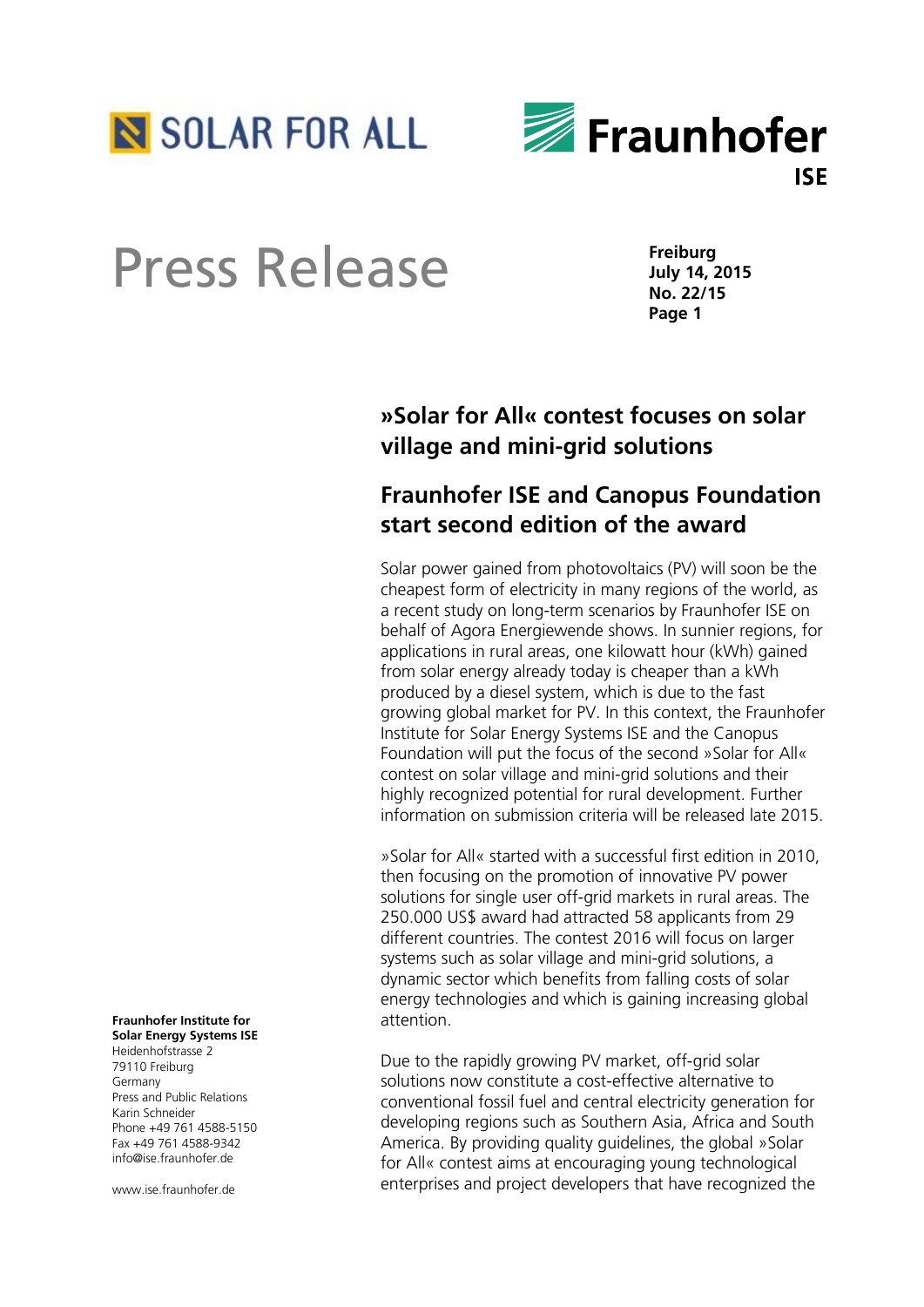SOLAR FOR ALL

Fraunhofer ISE

# Press Release

**Freiburg**
**July 14, 2015**
**No. 22/15**

## »Solar for All« contest focuses on solar village and mini-grid solutions

## Fraunhofer ISE and Canopus Foundation start second edition of the award

Solar power gained from photovoltaics (PV) will soon be the cheapest form of electricity in many regions of the world, as a recent study on long-term scenarios by Fraunhofer ISE on behalf of Agora Energiewende shows. In sunnier regions, for applications in rural areas, one kilowatt hour (kWh) gained from solar energy already today is cheaper than a kWh produced by a diesel system, which is due to the fast growing global market for PV. In this context, the Fraunhofer Institute for Solar Energy Systems ISE and the Canopus Foundation will put the focus of the second »Solar for All« contest on solar village and mini-grid solutions and their highly recognized potential for rural development. Further information on submission criteria will be released late 2015.

»Solar for All« started with a successful first edition in 2010, then focusing on the promotion of innovative PV power solutions for single user off-grid markets in rural areas. The 250.000 US$ award had attracted 58 applicants from 29 different countries. The contest 2016 will focus on larger systems such as solar village and mini-grid solutions, a dynamic sector which benefits from falling costs of solar energy technologies and which is gaining increasing global attention.

Due to the rapidly growing PV market, off-grid solar solutions now constitute a cost-effective alternative to conventional fossil fuel and central electricity generation for developing regions such as Southern Asia, Africa and South America. By providing quality guidelines, the global »Solar for All« contest aims at encouraging young technological enterprises and project developers that have recognized the

**Fraunhofer Institute for Solar Energy Systems ISE**
Heidenhofstrasse 2
79110 Freiburg
Germany
Press and Public Relations
Karin Schneider
Phone +49 761 4588-5150
Fax +49 761 4588-9342
info@ise.fraunhofer.de

www.ise.fraunhofer.de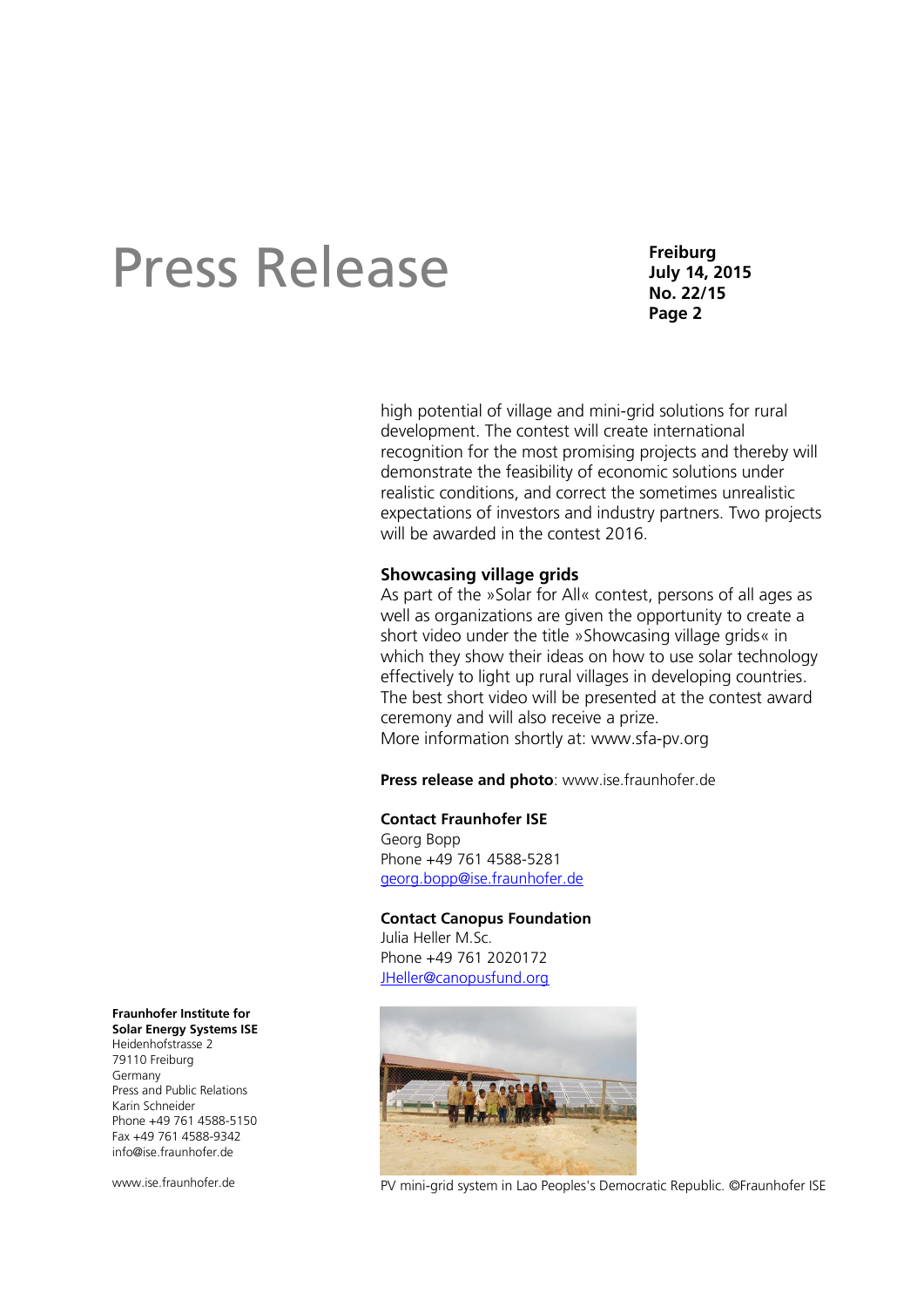high potential of village and mini-grid solutions for rural development. The contest will create international recognition for the most promising projects and thereby will demonstrate the feasibility of economic solutions under realistic conditions, and correct the sometimes unrealistic expectations of investors and industry partners. Two projects will be awarded in the contest 2016.

**Showcasing village grids**

As part of the »Solar for All« contest, persons of all ages as well as organizations are given the opportunity to create a short video under the title »Showcasing village grids« in which they show their ideas on how to use solar technology effectively to light up rural villages in developing countries. The best short video will be presented at the contest award ceremony and will also receive a prize.
More information shortly at: www.sfa-pv.org

**Press release and photo**: www.ise.fraunhofer.de

**Contact Fraunhofer ISE**
Georg Bopp
Phone +49 761 4588-5281
georg.bopp@ise.fraunhofer.de

**Contact Canopus Foundation**
Julia Heller M.Sc.
Phone +49 761 2020172
JHeller@canopusfund.org

PV mini-grid system in Lao Peoples's Democratic Republic. ©Fraunhofer ISE

**Fraunhofer Institute for Solar Energy Systems ISE**
Heidenhofstrasse 2
79110 Freiburg
Germany
Press and Public Relations
Karin Schneider
Phone +49 761 4588-5150
Fax +49 761 4588-9342
info@ise.fraunhofer.de

www.ise.fraunhofer.de